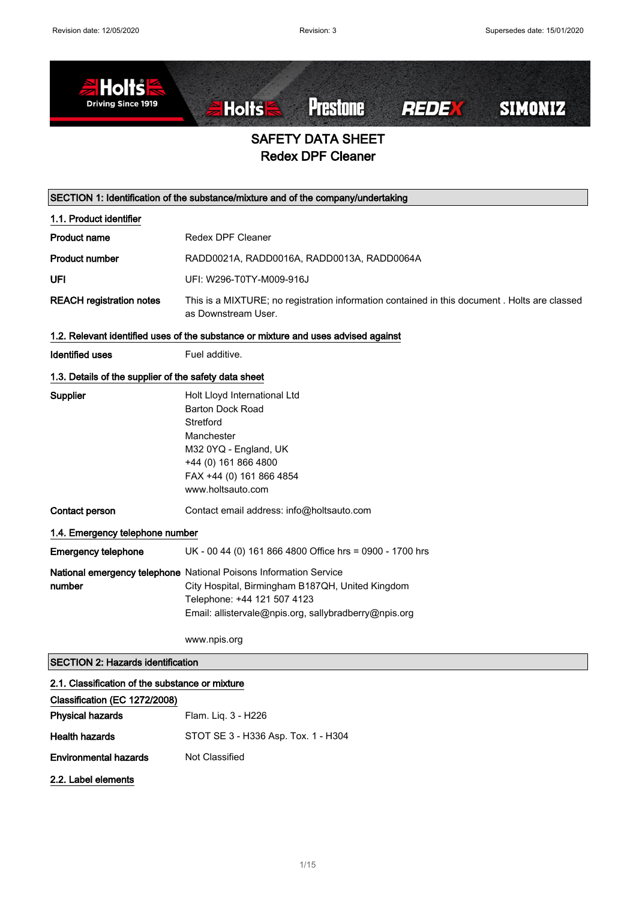# SAFETY DATA SHEET
## Redex DPF Cleaner

## SECTION 1: Identification of the substance/mixture and of the company/undertaking

### 1.1. Product identifier

| | |
|---|---|
| **Product name** | Redex DPF Cleaner |
| **Product number** | RADD0021A, RADD0016A, RADD0013A, RADD0064A |
| **UFI** | UFI: W296-T0TY-M009-916J |
| **REACH registration notes** | This is a MIXTURE; no registration information contained in this document . Holts are classed as Downstream User. |

### 1.2. Relevant identified uses of the substance or mixture and uses advised against

| | |
|---|---|
| **Identified uses** | Fuel additive. |

### 1.3. Details of the supplier of the safety data sheet

| | |
|---|---|
| **Supplier** | Holt Lloyd International Ltd<br>Barton Dock Road<br>Stretford<br>Manchester<br>M32 0YQ - England, UK<br>+44 (0) 161 866 4800<br>FAX +44 (0) 161 866 4854<br>www.holtsauto.com |
| **Contact person** | Contact email address: info@holtsauto.com |

### 1.4. Emergency telephone number

| | |
|---|---|
| **Emergency telephone** | UK - 00 44 (0) 161 866 4800 Office hrs = 0900 - 1700 hrs |
| **National emergency telephone number** | National Poisons Information Service<br>City Hospital, Birmingham B187QH, United Kingdom<br>Telephone: +44 121 507 4123<br>Email: allistervale@npis.org, sallybradberry@npis.org<br><br>www.npis.org |

## SECTION 2: Hazards identification

### 2.1. Classification of the substance or mixture

**Classification (EC 1272/2008)**

| | |
|---|---|
| **Physical hazards** | Flam. Liq. 3 - H226 |
| **Health hazards** | STOT SE 3 - H336 Asp. Tox. 1 - H304 |
| **Environmental hazards** | Not Classified |

### 2.2. Label elements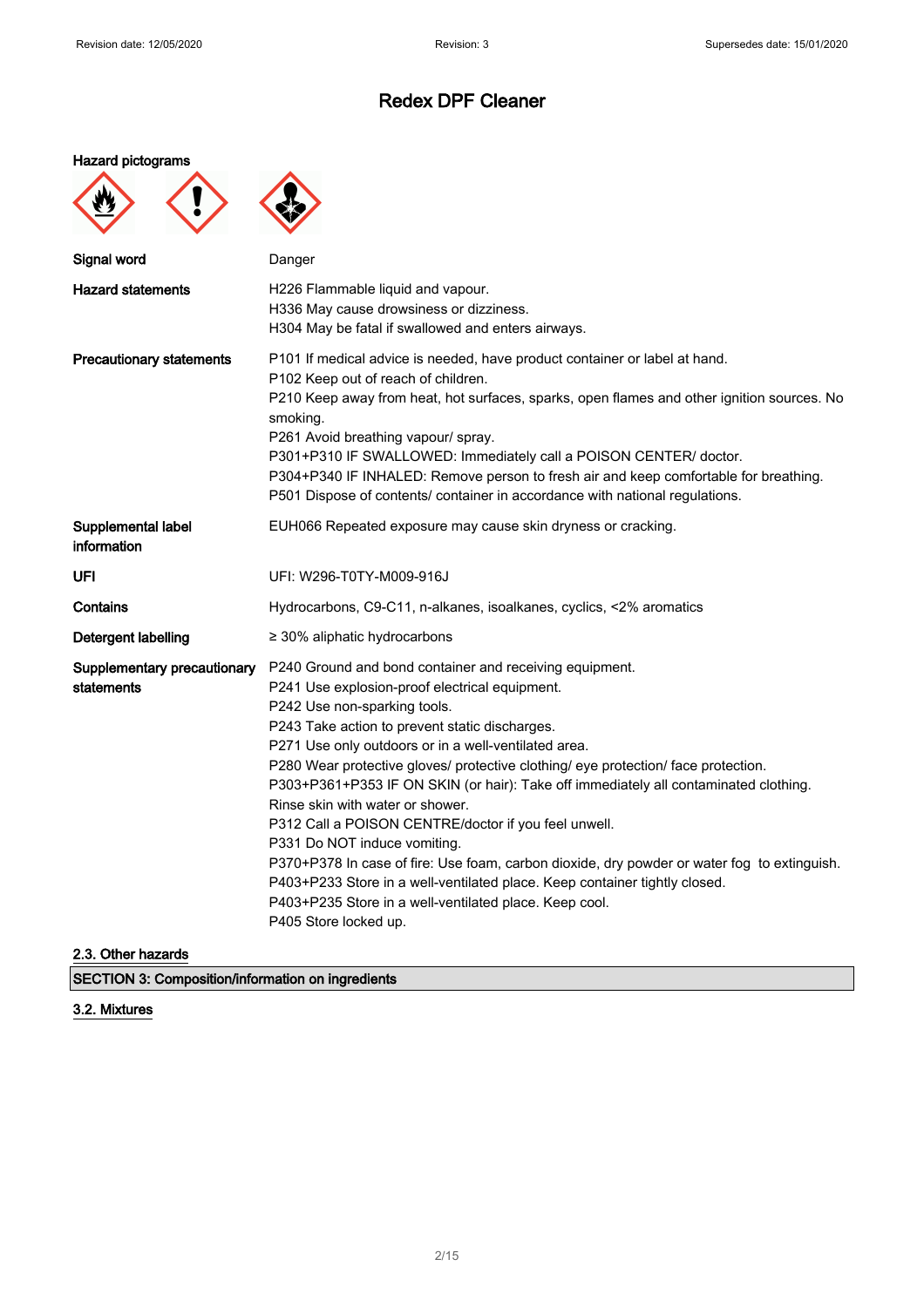# Redex DPF Cleaner

**Hazard pictograms**

| | |
|---|---|
| **Signal word** | Danger |
| **Hazard statements** | H226 Flammable liquid and vapour.<br>H336 May cause drowsiness or dizziness.<br>H304 May be fatal if swallowed and enters airways. |
| **Precautionary statements** | P101 If medical advice is needed, have product container or label at hand.<br>P102 Keep out of reach of children.<br>P210 Keep away from heat, hot surfaces, sparks, open flames and other ignition sources. No smoking.<br>P261 Avoid breathing vapour/ spray.<br>P301+P310 IF SWALLOWED: Immediately call a POISON CENTER/ doctor.<br>P304+P340 IF INHALED: Remove person to fresh air and keep comfortable for breathing.<br>P501 Dispose of contents/ container in accordance with national regulations. |
| **Supplemental label information** | EUH066 Repeated exposure may cause skin dryness or cracking. |
| **UFI** | UFI: W296-T0TY-M009-916J |
| **Contains** | Hydrocarbons, C9-C11, n-alkanes, isoalkanes, cyclics, <2% aromatics |
| **Detergent labelling** | ≥ 30% aliphatic hydrocarbons |
| **Supplementary precautionary statements** | P240 Ground and bond container and receiving equipment.<br>P241 Use explosion-proof electrical equipment.<br>P242 Use non-sparking tools.<br>P243 Take action to prevent static discharges.<br>P271 Use only outdoors or in a well-ventilated area.<br>P280 Wear protective gloves/ protective clothing/ eye protection/ face protection.<br>P303+P361+P353 IF ON SKIN (or hair): Take off immediately all contaminated clothing. Rinse skin with water or shower.<br>P312 Call a POISON CENTRE/doctor if you feel unwell.<br>P331 Do NOT induce vomiting.<br>P370+P378 In case of fire: Use foam, carbon dioxide, dry powder or water fog to extinguish.<br>P403+P233 Store in a well-ventilated place. Keep container tightly closed.<br>P403+P235 Store in a well-ventilated place. Keep cool.<br>P405 Store locked up. |

### 2.3. Other hazards

## SECTION 3: Composition/information on ingredients

### 3.2. Mixtures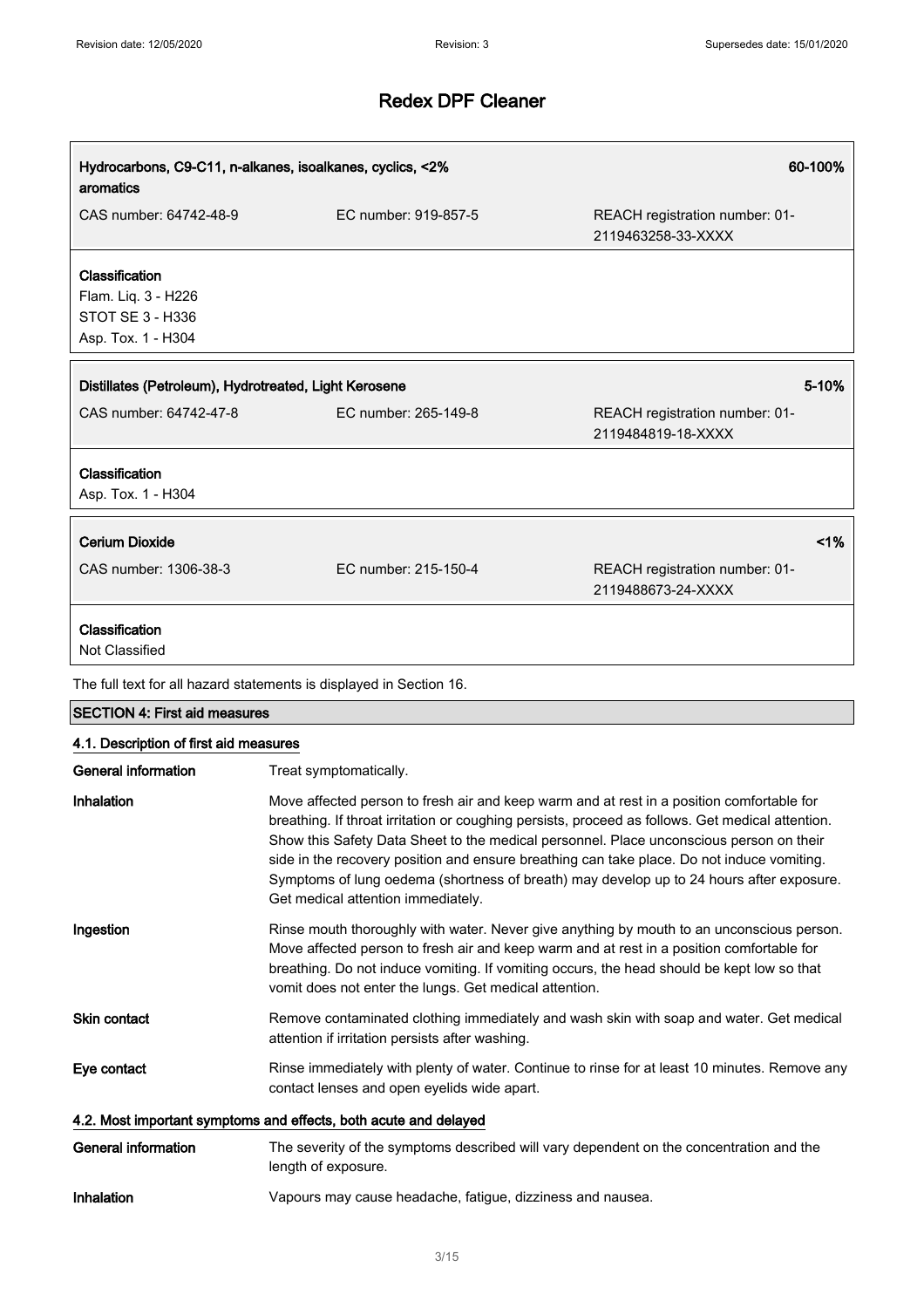# Redex DPF Cleaner

| Hydrocarbons, C9-C11, n-alkanes, isoalkanes, cyclics, <2% aromatics | | 60-100% |
|---|---|---|
| CAS number: 64742-48-9 | EC number: 919-857-5 | REACH registration number: 01-2119463258-33-XXXX |

**Classification**
Flam. Liq. 3 - H226
STOT SE 3 - H336
Asp. Tox. 1 - H304

| Distillates (Petroleum), Hydrotreated, Light Kerosene | | 5-10% |
|---|---|---|
| CAS number: 64742-47-8 | EC number: 265-149-8 | REACH registration number: 01-2119484819-18-XXXX |

**Classification**
Asp. Tox. 1 - H304

| Cerium Dioxide | | <1% |
|---|---|---|
| CAS number: 1306-38-3 | EC number: 215-150-4 | REACH registration number: 01-2119488673-24-XXXX |

**Classification**
Not Classified

The full text for all hazard statements is displayed in Section 16.

## SECTION 4: First aid measures

### 4.1. Description of first aid measures

**General information** Treat symptomatically.

**Inhalation** Move affected person to fresh air and keep warm and at rest in a position comfortable for breathing. If throat irritation or coughing persists, proceed as follows. Get medical attention. Show this Safety Data Sheet to the medical personnel. Place unconscious person on their side in the recovery position and ensure breathing can take place. Do not induce vomiting. Symptoms of lung oedema (shortness of breath) may develop up to 24 hours after exposure. Get medical attention immediately.

**Ingestion** Rinse mouth thoroughly with water. Never give anything by mouth to an unconscious person. Move affected person to fresh air and keep warm and at rest in a position comfortable for breathing. Do not induce vomiting. If vomiting occurs, the head should be kept low so that vomit does not enter the lungs. Get medical attention.

**Skin contact** Remove contaminated clothing immediately and wash skin with soap and water. Get medical attention if irritation persists after washing.

**Eye contact** Rinse immediately with plenty of water. Continue to rinse for at least 10 minutes. Remove any contact lenses and open eyelids wide apart.

### 4.2. Most important symptoms and effects, both acute and delayed

**General information** The severity of the symptoms described will vary dependent on the concentration and the length of exposure.

**Inhalation** Vapours may cause headache, fatigue, dizziness and nausea.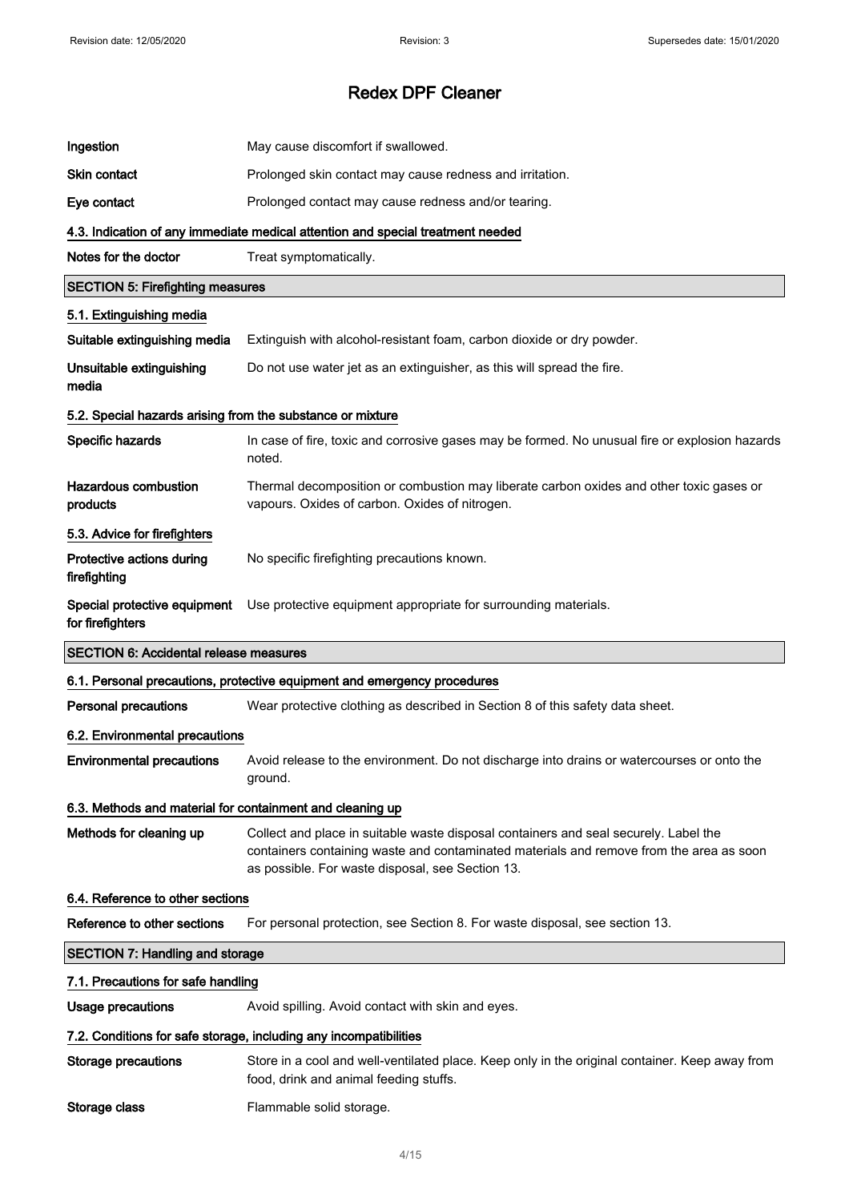| | |
|---|---|
| **Ingestion** | May cause discomfort if swallowed. |
| **Skin contact** | Prolonged skin contact may cause redness and irritation. |
| **Eye contact** | Prolonged contact may cause redness and/or tearing. |

#### 4.3. Indication of any immediate medical attention and special treatment needed

| | |
|---|---|
| **Notes for the doctor** | Treat symptomatically. |

## SECTION 5: Firefighting measures

#### 5.1. Extinguishing media

| | |
|---|---|
| **Suitable extinguishing media** | Extinguish with alcohol-resistant foam, carbon dioxide or dry powder. |
| **Unsuitable extinguishing media** | Do not use water jet as an extinguisher, as this will spread the fire. |

#### 5.2. Special hazards arising from the substance or mixture

| | |
|---|---|
| **Specific hazards** | In case of fire, toxic and corrosive gases may be formed. No unusual fire or explosion hazards noted. |
| **Hazardous combustion products** | Thermal decomposition or combustion may liberate carbon oxides and other toxic gases or vapours. Oxides of carbon. Oxides of nitrogen. |

#### 5.3. Advice for firefighters

| | |
|---|---|
| **Protective actions during firefighting** | No specific firefighting precautions known. |
| **Special protective equipment for firefighters** | Use protective equipment appropriate for surrounding materials. |

## SECTION 6: Accidental release measures

#### 6.1. Personal precautions, protective equipment and emergency procedures

| | |
|---|---|
| **Personal precautions** | Wear protective clothing as described in Section 8 of this safety data sheet. |

#### 6.2. Environmental precautions

| | |
|---|---|
| **Environmental precautions** | Avoid release to the environment. Do not discharge into drains or watercourses or onto the ground. |

#### 6.3. Methods and material for containment and cleaning up

| | |
|---|---|
| **Methods for cleaning up** | Collect and place in suitable waste disposal containers and seal securely. Label the containers containing waste and contaminated materials and remove from the area as soon as possible. For waste disposal, see Section 13. |

#### 6.4. Reference to other sections

| | |
|---|---|
| **Reference to other sections** | For personal protection, see Section 8. For waste disposal, see section 13. |

## SECTION 7: Handling and storage

#### 7.1. Precautions for safe handling

| | |
|---|---|
| **Usage precautions** | Avoid spilling. Avoid contact with skin and eyes. |

#### 7.2. Conditions for safe storage, including any incompatibilities

| | |
|---|---|
| **Storage precautions** | Store in a cool and well-ventilated place. Keep only in the original container. Keep away from food, drink and animal feeding stuffs. |
| **Storage class** | Flammable solid storage. |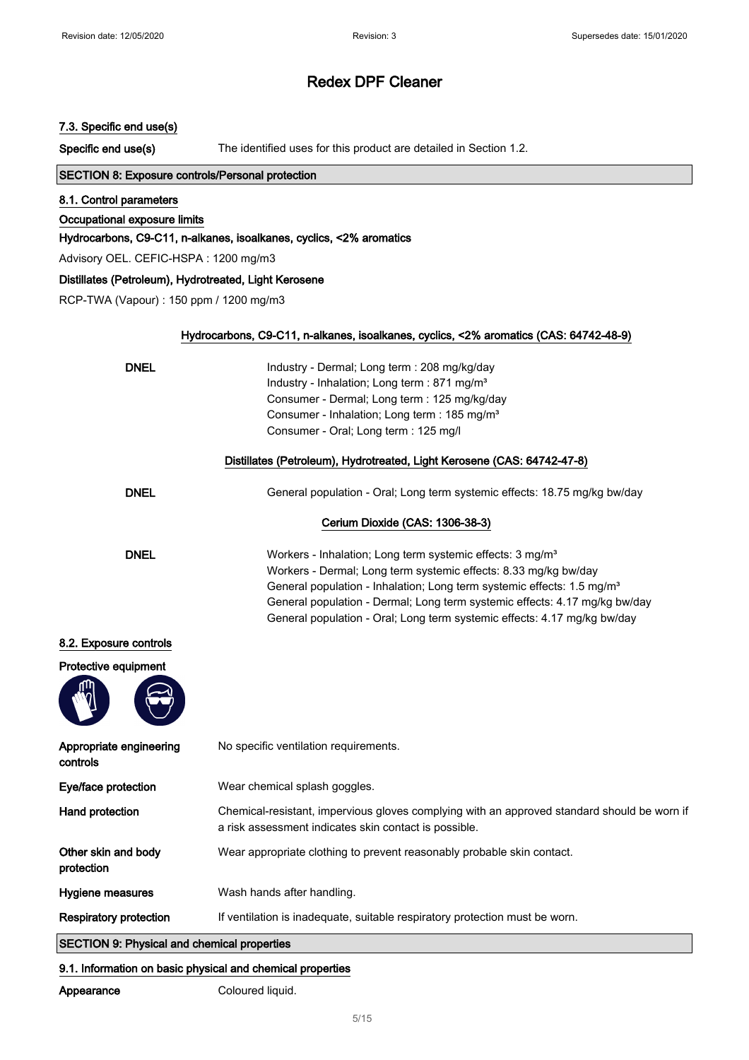# Redex DPF Cleaner

### 7.3. Specific end use(s)

**Specific end use(s)** The identified uses for this product are detailed in Section 1.2.

## SECTION 8: Exposure controls/Personal protection

### 8.1. Control parameters

**Occupational exposure limits**

**Hydrocarbons, C9-C11, n-alkanes, isoalkanes, cyclics, <2% aromatics**

Advisory OEL. CEFIC-HSPA : 1200 mg/m3

**Distillates (Petroleum), Hydrotreated, Light Kerosene**

RCP-TWA (Vapour) : 150 ppm / 1200 mg/m3

**Hydrocarbons, C9-C11, n-alkanes, isoalkanes, cyclics, <2% aromatics (CAS: 64742-48-9)**

**DNEL**
Industry - Dermal; Long term : 208 mg/kg/day
Industry - Inhalation; Long term : 871 mg/m³
Consumer - Dermal; Long term : 125 mg/kg/day
Consumer - Inhalation; Long term : 185 mg/m³
Consumer - Oral; Long term : 125 mg/l

**Distillates (Petroleum), Hydrotreated, Light Kerosene (CAS: 64742-47-8)**

**DNEL**
General population - Oral; Long term systemic effects: 18.75 mg/kg bw/day

**Cerium Dioxide (CAS: 1306-38-3)**

**DNEL**
Workers - Inhalation; Long term systemic effects: 3 mg/m³
Workers - Dermal; Long term systemic effects: 8.33 mg/kg bw/day
General population - Inhalation; Long term systemic effects: 1.5 mg/m³
General population - Dermal; Long term systemic effects: 4.17 mg/kg bw/day
General population - Oral; Long term systemic effects: 4.17 mg/kg bw/day

### 8.2. Exposure controls

**Protective equipment**

**Appropriate engineering controls** No specific ventilation requirements.

**Eye/face protection** Wear chemical splash goggles.

**Hand protection** Chemical-resistant, impervious gloves complying with an approved standard should be worn if a risk assessment indicates skin contact is possible.

**Other skin and body protection** Wear appropriate clothing to prevent reasonably probable skin contact.

**Hygiene measures** Wash hands after handling.

**Respiratory protection** If ventilation is inadequate, suitable respiratory protection must be worn.

## SECTION 9: Physical and chemical properties

### 9.1. Information on basic physical and chemical properties

**Appearance** Coloured liquid.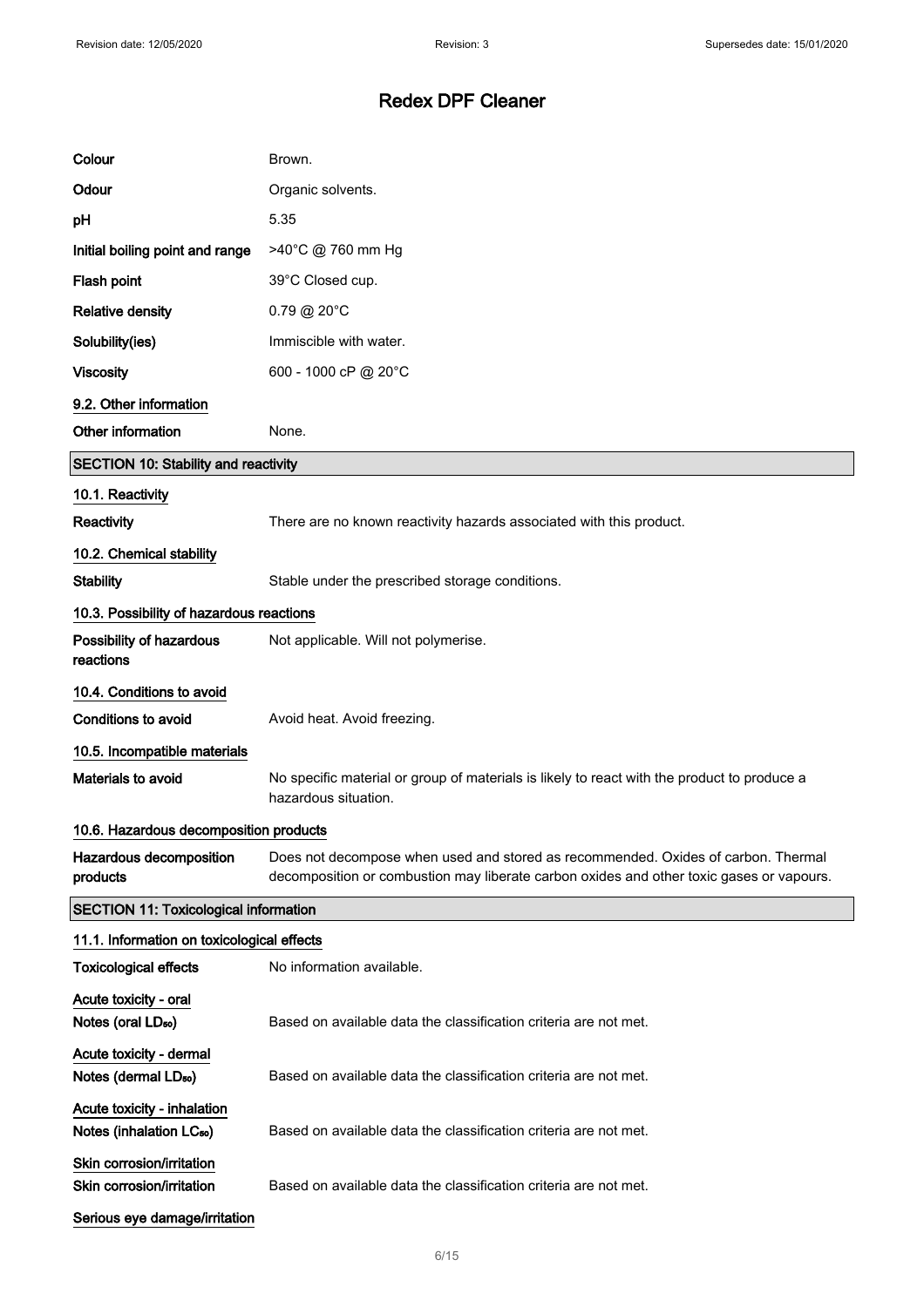# Redex DPF Cleaner

| | |
|---|---|
| **Colour** | Brown. |
| **Odour** | Organic solvents. |
| **pH** | 5.35 |
| **Initial boiling point and range** | >40°C @ 760 mm Hg |
| **Flash point** | 39°C Closed cup. |
| **Relative density** | 0.79 @ 20°C |
| **Solubility(ies)** | Immiscible with water. |
| **Viscosity** | 600 - 1000 cP @ 20°C |

### 9.2. Other information

**Other information** None.

## SECTION 10: Stability and reactivity

### 10.1. Reactivity

**Reactivity** There are no known reactivity hazards associated with this product.

### 10.2. Chemical stability

**Stability** Stable under the prescribed storage conditions.

### 10.3. Possibility of hazardous reactions

**Possibility of hazardous reactions** Not applicable. Will not polymerise.

### 10.4. Conditions to avoid

**Conditions to avoid** Avoid heat. Avoid freezing.

### 10.5. Incompatible materials

**Materials to avoid** No specific material or group of materials is likely to react with the product to produce a hazardous situation.

### 10.6. Hazardous decomposition products

**Hazardous decomposition products** Does not decompose when used and stored as recommended. Oxides of carbon. Thermal decomposition or combustion may liberate carbon oxides and other toxic gases or vapours.

## SECTION 11: Toxicological information

### 11.1. Information on toxicological effects

**Toxicological effects** No information available.

**Acute toxicity - oral**

**Notes (oral $LD_{50}$)** Based on available data the classification criteria are not met.

**Acute toxicity - dermal**

**Notes (dermal $LD_{50}$)** Based on available data the classification criteria are not met.

**Acute toxicity - inhalation**

**Notes (inhalation $LC_{50}$)** Based on available data the classification criteria are not met.

**Skin corrosion/irritation**

**Skin corrosion/irritation** Based on available data the classification criteria are not met.

**Serious eye damage/irritation**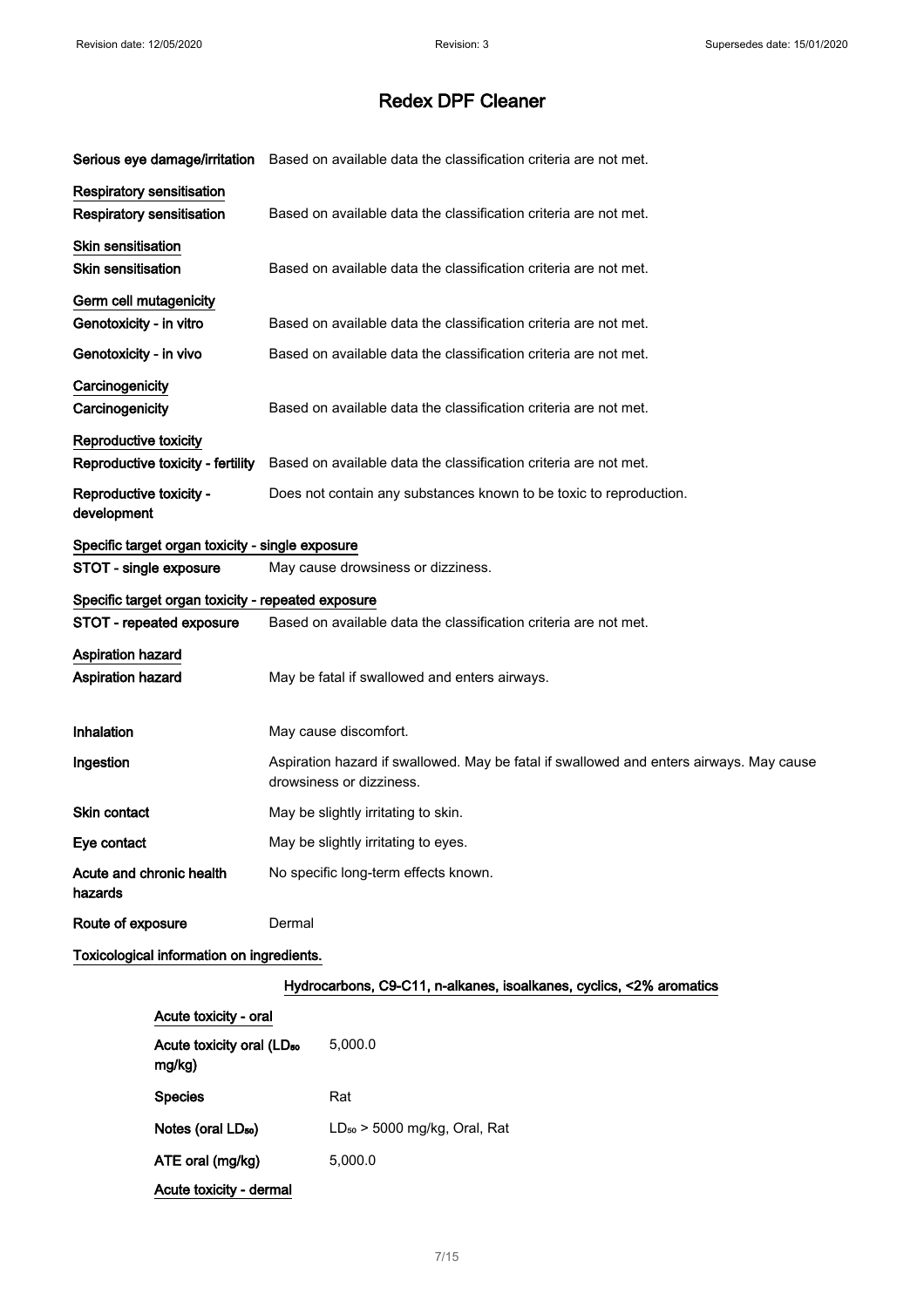# Redex DPF Cleaner

**Serious eye damage/irritation** Based on available data the classification criteria are not met.

**Respiratory sensitisation**

**Respiratory sensitisation** Based on available data the classification criteria are not met.

**Skin sensitisation**

**Skin sensitisation** Based on available data the classification criteria are not met.

**Germ cell mutagenicity**

**Genotoxicity - in vitro** Based on available data the classification criteria are not met.

**Genotoxicity - in vivo** Based on available data the classification criteria are not met.

**Carcinogenicity**

**Carcinogenicity** Based on available data the classification criteria are not met.

**Reproductive toxicity**

**Reproductive toxicity - fertility** Based on available data the classification criteria are not met.

**Reproductive toxicity - development** Does not contain any substances known to be toxic to reproduction.

**Specific target organ toxicity - single exposure**

**STOT - single exposure** May cause drowsiness or dizziness.

**Specific target organ toxicity - repeated exposure**

**STOT - repeated exposure** Based on available data the classification criteria are not met.

**Aspiration hazard**

**Aspiration hazard** May be fatal if swallowed and enters airways.

**Inhalation** May cause discomfort.

**Ingestion** Aspiration hazard if swallowed. May be fatal if swallowed and enters airways. May cause drowsiness or dizziness.

**Skin contact** May be slightly irritating to skin.

**Eye contact** May be slightly irritating to eyes.

**Acute and chronic health hazards** No specific long-term effects known.

**Route of exposure** Dermal

**Toxicological information on ingredients.**

**Hydrocarbons, C9-C11, n-alkanes, isoalkanes, cyclics, <2% aromatics**

**Acute toxicity - oral**

| | |
|---|---|
| **Acute toxicity oral ($LD_{50}$ mg/kg)** | 5,000.0 |
| **Species** | Rat |
| **Notes (oral $LD_{50}$)** | $LD_{50}$ > 5000 mg/kg, Oral, Rat |
| **ATE oral (mg/kg)** | 5,000.0 |

**Acute toxicity - dermal**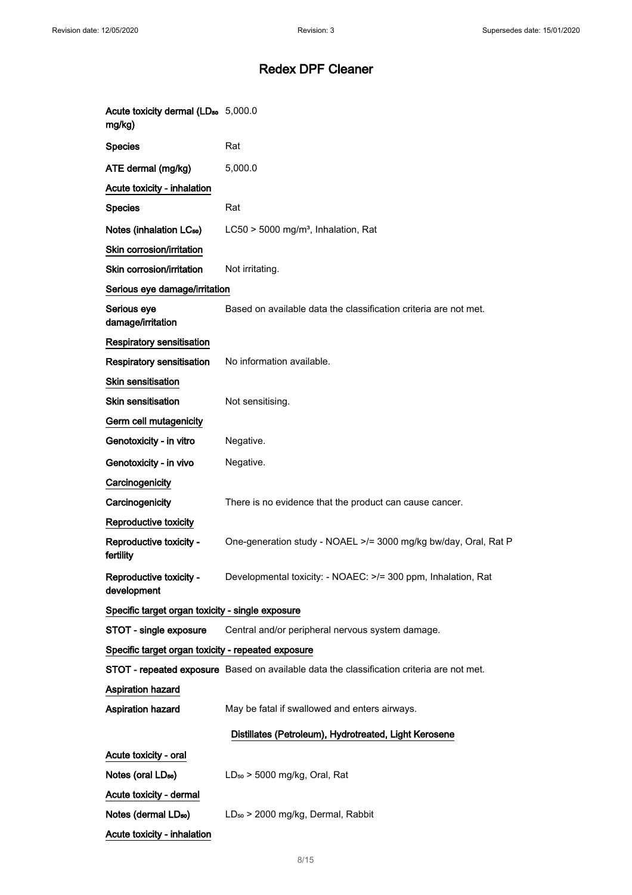# Redex DPF Cleaner

**Acute toxicity dermal ($LD_{50}$ mg/kg)** 5,000.0

**Species** Rat

**ATE dermal (mg/kg)** 5,000.0

**Acute toxicity - inhalation**

**Species** Rat

**Notes (inhalation $LC_{50}$)** LC50 > 5000 mg/m³, Inhalation, Rat

**Skin corrosion/irritation**

**Skin corrosion/irritation** Not irritating.

**Serious eye damage/irritation**

**Serious eye damage/irritation** Based on available data the classification criteria are not met.

**Respiratory sensitisation**

**Respiratory sensitisation** No information available.

**Skin sensitisation**

**Skin sensitisation** Not sensitising.

**Germ cell mutagenicity**

**Genotoxicity - in vitro** Negative.

**Genotoxicity - in vivo** Negative.

**Carcinogenicity**

**Carcinogenicity** There is no evidence that the product can cause cancer.

**Reproductive toxicity**

**Reproductive toxicity - fertility** One-generation study - NOAEL >/= 3000 mg/kg bw/day, Oral, Rat P

**Reproductive toxicity - development** Developmental toxicity: - NOAEC: >/= 300 ppm, Inhalation, Rat

**Specific target organ toxicity - single exposure**

**STOT - single exposure** Central and/or peripheral nervous system damage.

**Specific target organ toxicity - repeated exposure**

**STOT - repeated exposure** Based on available data the classification criteria are not met.

**Aspiration hazard**

**Aspiration hazard** May be fatal if swallowed and enters airways.

## Distillates (Petroleum), Hydrotreated, Light Kerosene

**Acute toxicity - oral**

**Notes (oral $LD_{50}$)** $LD_{50}$ > 5000 mg/kg, Oral, Rat

**Acute toxicity - dermal**

**Notes (dermal $LD_{50}$)** $LD_{50}$ > 2000 mg/kg, Dermal, Rabbit

**Acute toxicity - inhalation**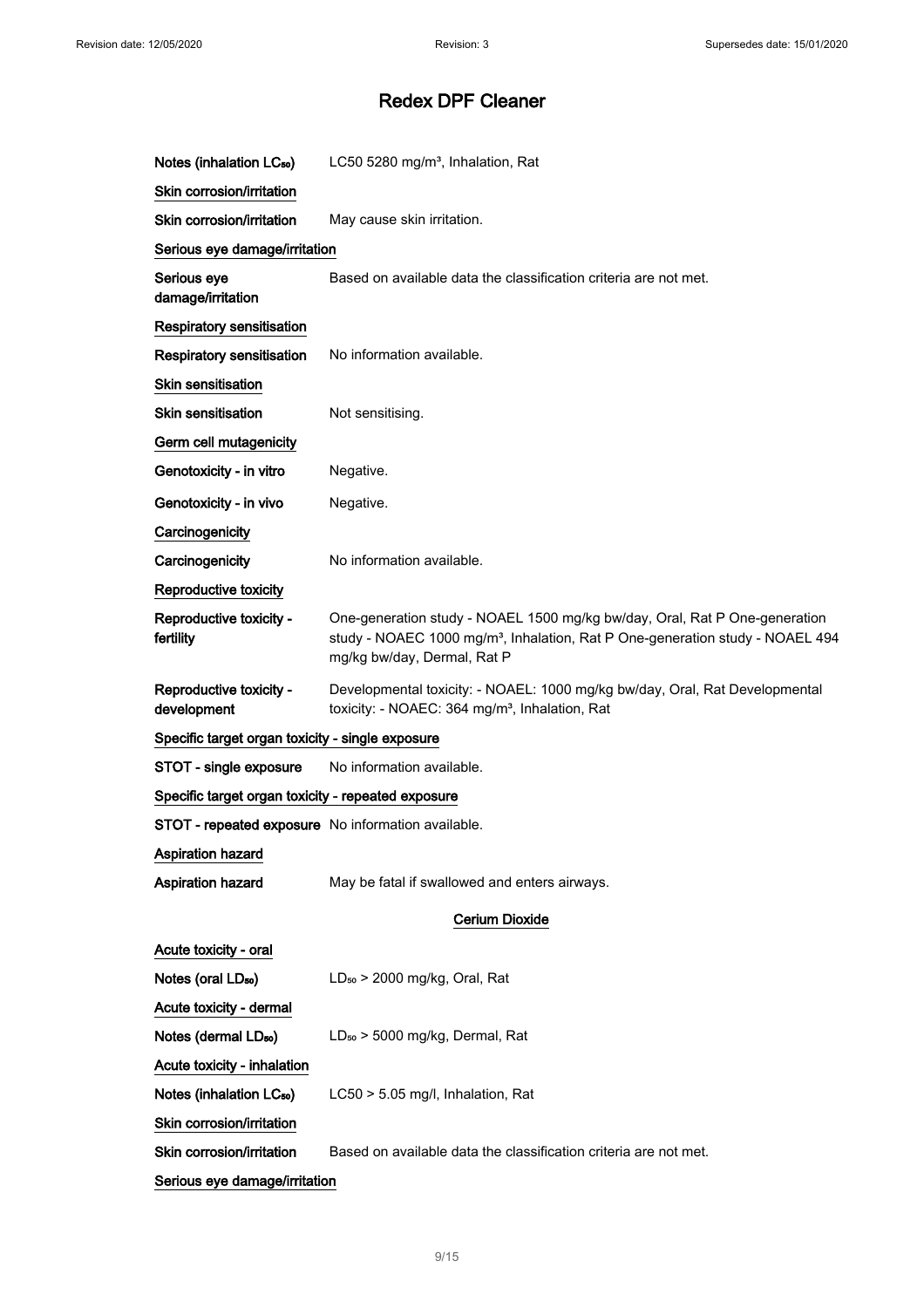# Redex DPF Cleaner

**Notes (inhalation $LC_{50}$)** LC50 5280 mg/m³, Inhalation, Rat

**Skin corrosion/irritation**

**Skin corrosion/irritation** May cause skin irritation.

**Serious eye damage/irritation**

**Serious eye damage/irritation** Based on available data the classification criteria are not met.

**Respiratory sensitisation**

**Respiratory sensitisation** No information available.

**Skin sensitisation**

**Skin sensitisation** Not sensitising.

**Germ cell mutagenicity**

**Genotoxicity - in vitro** Negative.

**Genotoxicity - in vivo** Negative.

**Carcinogenicity**

**Carcinogenicity** No information available.

**Reproductive toxicity**

**Reproductive toxicity - fertility** One-generation study - NOAEL 1500 mg/kg bw/day, Oral, Rat P One-generation study - NOAEC 1000 mg/m³, Inhalation, Rat P One-generation study - NOAEL 494 mg/kg bw/day, Dermal, Rat P

**Reproductive toxicity - development** Developmental toxicity: - NOAEL: 1000 mg/kg bw/day, Oral, Rat Developmental toxicity: - NOAEC: 364 mg/m³, Inhalation, Rat

**Specific target organ toxicity - single exposure**

**STOT - single exposure** No information available.

**Specific target organ toxicity - repeated exposure**

**STOT - repeated exposure** No information available.

**Aspiration hazard**

**Aspiration hazard** May be fatal if swallowed and enters airways.

## Cerium Dioxide

**Acute toxicity - oral**

**Notes (oral $LD_{50}$)** $LD_{50}$ > 2000 mg/kg, Oral, Rat

**Acute toxicity - dermal**

**Notes (dermal $LD_{50}$)** $LD_{50}$ > 5000 mg/kg, Dermal, Rat

**Acute toxicity - inhalation**

**Notes (inhalation $LC_{50}$)** LC50 > 5.05 mg/l, Inhalation, Rat

**Skin corrosion/irritation**

**Skin corrosion/irritation** Based on available data the classification criteria are not met.

**Serious eye damage/irritation**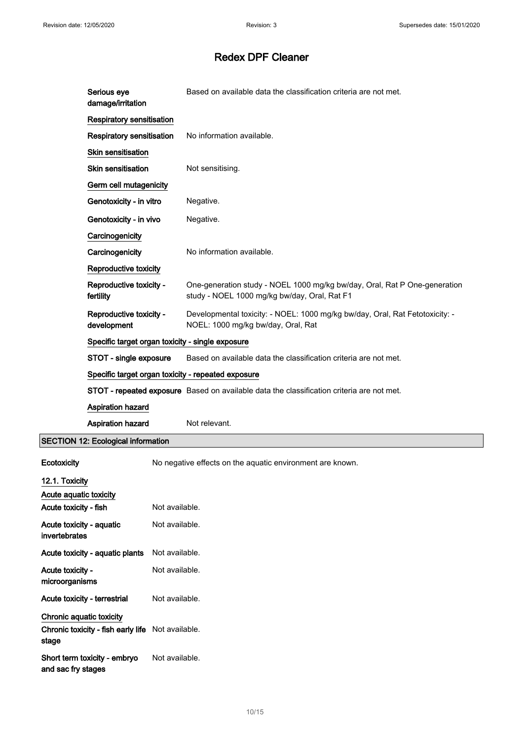# Redex DPF Cleaner

| | |
|---|---|
| Serious eye damage/irritation | Based on available data the classification criteria are not met. |

**Respiratory sensitisation**

| | |
|---|---|
| Respiratory sensitisation | No information available. |

**Skin sensitisation**

| | |
|---|---|
| Skin sensitisation | Not sensitising. |

**Germ cell mutagenicity**

| | |
|---|---|
| Genotoxicity - in vitro | Negative. |
| Genotoxicity - in vivo | Negative. |

**Carcinogenicity**

| | |
|---|---|
| Carcinogenicity | No information available. |

**Reproductive toxicity**

| | |
|---|---|
| Reproductive toxicity - fertility | One-generation study - NOEL 1000 mg/kg bw/day, Oral, Rat P One-generation study - NOEL 1000 mg/kg bw/day, Oral, Rat F1 |
| Reproductive toxicity - development | Developmental toxicity: - NOEL: 1000 mg/kg bw/day, Oral, Rat Fetotoxicity: - NOEL: 1000 mg/kg bw/day, Oral, Rat |

**Specific target organ toxicity - single exposure**

| | |
|---|---|
| STOT - single exposure | Based on available data the classification criteria are not met. |

**Specific target organ toxicity - repeated exposure**

| | |
|---|---|
| STOT - repeated exposure | Based on available data the classification criteria are not met. |

**Aspiration hazard**

| | |
|---|---|
| Aspiration hazard | Not relevant. |

## SECTION 12: Ecological information

| | |
|---|---|
| Ecotoxicity | No negative effects on the aquatic environment are known. |

### 12.1. Toxicity

**Acute aquatic toxicity**

| | |
|---|---|
| Acute toxicity - fish | Not available. |
| Acute toxicity - aquatic invertebrates | Not available. |
| Acute toxicity - aquatic plants | Not available. |
| Acute toxicity - microorganisms | Not available. |
| Acute toxicity - terrestrial | Not available. |

**Chronic aquatic toxicity**

| | |
|---|---|
| Chronic toxicity - fish early life stage | Not available. |
| Short term toxicity - embryo and sac fry stages | Not available. |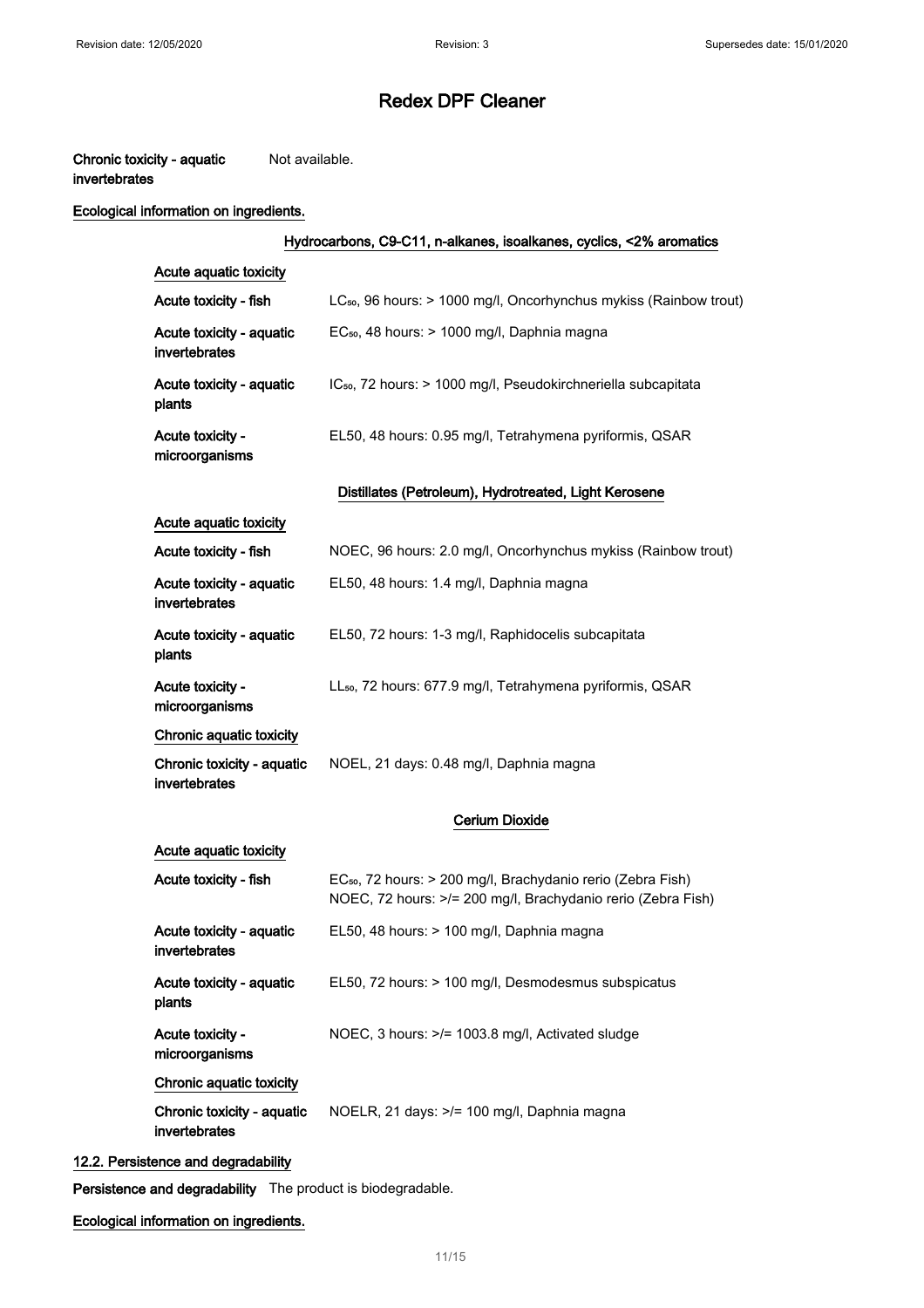**Chronic toxicity - aquatic invertebrates** Not available.

**Ecological information on ingredients.**

**Hydrocarbons, C9-C11, n-alkanes, isoalkanes, cyclics, <2% aromatics**

**Acute aquatic toxicity**

| | |
|---|---|
| **Acute toxicity - fish** | $LC_{50}$, 96 hours: > 1000 mg/l, Oncorhynchus mykiss (Rainbow trout) |
| **Acute toxicity - aquatic invertebrates** | $EC_{50}$, 48 hours: > 1000 mg/l, Daphnia magna |
| **Acute toxicity - aquatic plants** | $IC_{50}$, 72 hours: > 1000 mg/l, Pseudokirchneriella subcapitata |
| **Acute toxicity - microorganisms** | EL50, 48 hours: 0.95 mg/l, Tetrahymena pyriformis, QSAR |

**Distillates (Petroleum), Hydrotreated, Light Kerosene**

**Acute aquatic toxicity**

| | |
|---|---|
| **Acute toxicity - fish** | NOEC, 96 hours: 2.0 mg/l, Oncorhynchus mykiss (Rainbow trout) |
| **Acute toxicity - aquatic invertebrates** | EL50, 48 hours: 1.4 mg/l, Daphnia magna |
| **Acute toxicity - aquatic plants** | EL50, 72 hours: 1-3 mg/l, Raphidocelis subcapitata |
| **Acute toxicity - microorganisms** | $LL_{50}$, 72 hours: 677.9 mg/l, Tetrahymena pyriformis, QSAR |

**Chronic aquatic toxicity**

| | |
|---|---|
| **Chronic toxicity - aquatic invertebrates** | NOEL, 21 days: 0.48 mg/l, Daphnia magna |

**Cerium Dioxide**

**Acute aquatic toxicity**

| | |
|---|---|
| **Acute toxicity - fish** | $EC_{50}$, 72 hours: > 200 mg/l, Brachydanio rerio (Zebra Fish)<br>NOEC, 72 hours: >/= 200 mg/l, Brachydanio rerio (Zebra Fish) |
| **Acute toxicity - aquatic invertebrates** | EL50, 48 hours: > 100 mg/l, Daphnia magna |
| **Acute toxicity - aquatic plants** | EL50, 72 hours: > 100 mg/l, Desmodesmus subspicatus |
| **Acute toxicity - microorganisms** | NOEC, 3 hours: >/= 1003.8 mg/l, Activated sludge |

**Chronic aquatic toxicity**

| | |
|---|---|
| **Chronic toxicity - aquatic invertebrates** | NOELR, 21 days: >/= 100 mg/l, Daphnia magna |

## 12.2. Persistence and degradability

**Persistence and degradability** The product is biodegradable.

**Ecological information on ingredients.**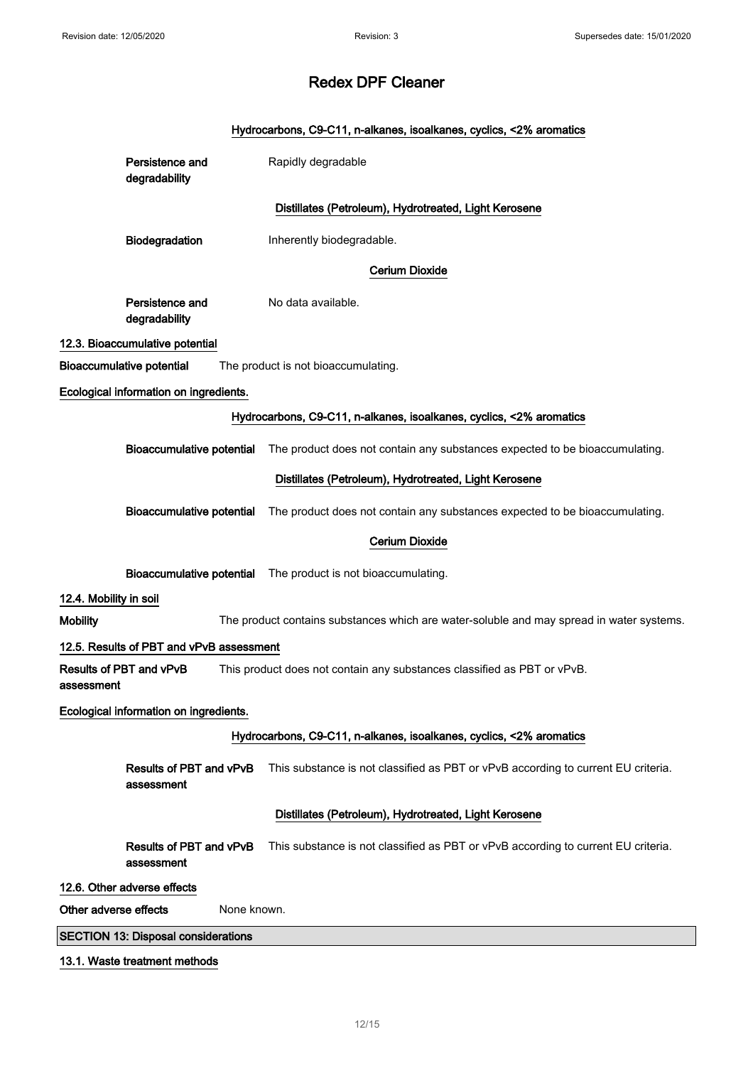# Redex DPF Cleaner

**Hydrocarbons, C9-C11, n-alkanes, isoalkanes, cyclics, <2% aromatics**

**Persistence and degradability** Rapidly degradable

**Distillates (Petroleum), Hydrotreated, Light Kerosene**

**Biodegradation** Inherently biodegradable.

**Cerium Dioxide**

**Persistence and degradability** No data available.

### 12.3. Bioaccumulative potential

**Bioaccumulative potential** The product is not bioaccumulating.

**Ecological information on ingredients.**

**Hydrocarbons, C9-C11, n-alkanes, isoalkanes, cyclics, <2% aromatics**

**Bioaccumulative potential** The product does not contain any substances expected to be bioaccumulating.

**Distillates (Petroleum), Hydrotreated, Light Kerosene**

**Bioaccumulative potential** The product does not contain any substances expected to be bioaccumulating.

**Cerium Dioxide**

**Bioaccumulative potential** The product is not bioaccumulating.

### 12.4. Mobility in soil

**Mobility** The product contains substances which are water-soluble and may spread in water systems.

### 12.5. Results of PBT and vPvB assessment

**Results of PBT and vPvB assessment** This product does not contain any substances classified as PBT or vPvB.

**Ecological information on ingredients.**

**Hydrocarbons, C9-C11, n-alkanes, isoalkanes, cyclics, <2% aromatics**

**Results of PBT and vPvB assessment** This substance is not classified as PBT or vPvB according to current EU criteria.

**Distillates (Petroleum), Hydrotreated, Light Kerosene**

**Results of PBT and vPvB assessment** This substance is not classified as PBT or vPvB according to current EU criteria.

### 12.6. Other adverse effects

**Other adverse effects** None known.

## SECTION 13: Disposal considerations

### 13.1. Waste treatment methods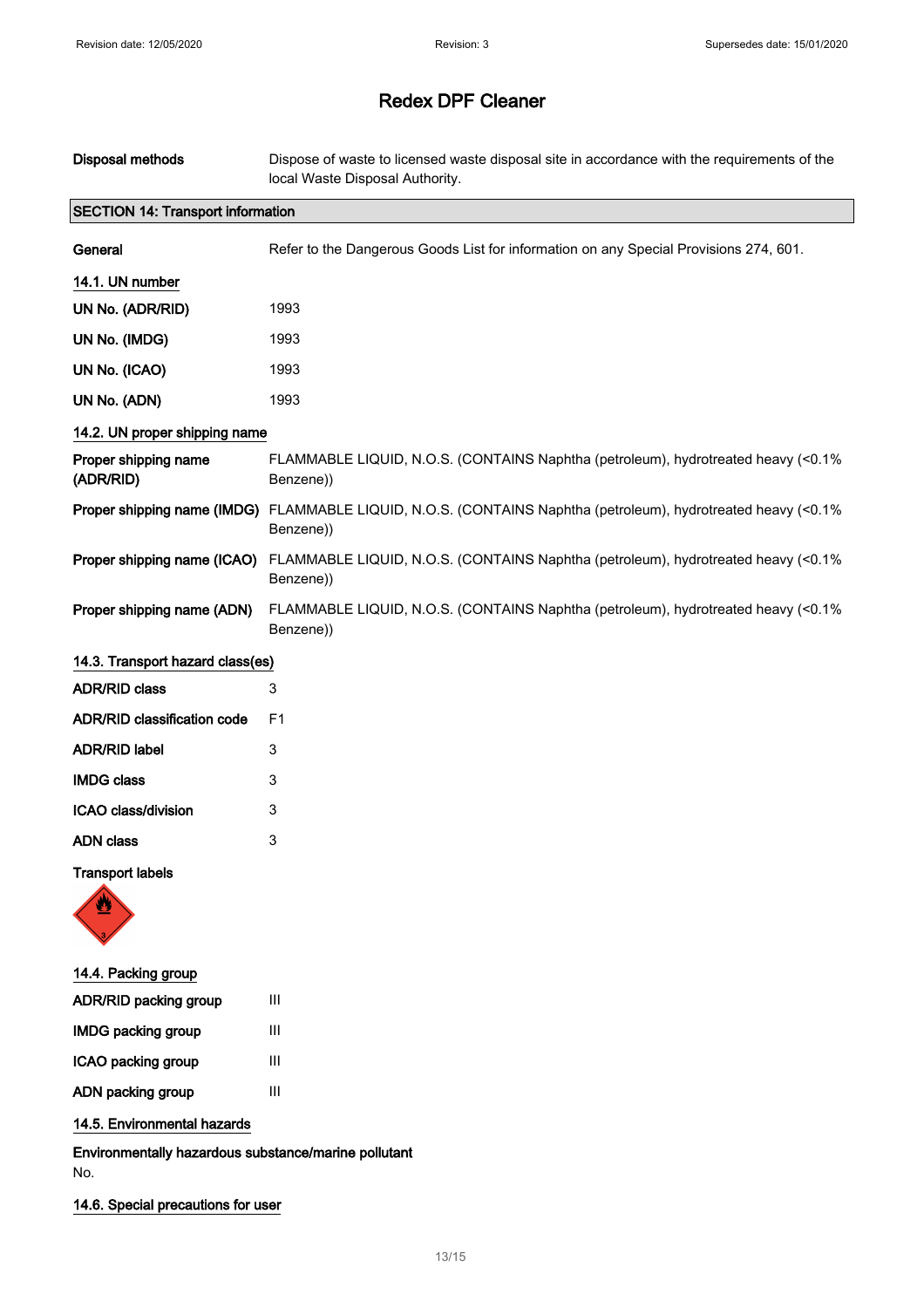# Redex DPF Cleaner

**Disposal methods** Dispose of waste to licensed waste disposal site in accordance with the requirements of the local Waste Disposal Authority.

## SECTION 14: Transport information

**General** Refer to the Dangerous Goods List for information on any Special Provisions 274, 601.

### 14.1. UN number

**UN No. (ADR/RID)** 1993

**UN No. (IMDG)** 1993

**UN No. (ICAO)** 1993

**UN No. (ADN)** 1993

### 14.2. UN proper shipping name

**Proper shipping name (ADR/RID)** FLAMMABLE LIQUID, N.O.S. (CONTAINS Naphtha (petroleum), hydrotreated heavy (<0.1% Benzene))

**Proper shipping name (IMDG)** FLAMMABLE LIQUID, N.O.S. (CONTAINS Naphtha (petroleum), hydrotreated heavy (<0.1% Benzene))

**Proper shipping name (ICAO)** FLAMMABLE LIQUID, N.O.S. (CONTAINS Naphtha (petroleum), hydrotreated heavy (<0.1% Benzene))

**Proper shipping name (ADN)** FLAMMABLE LIQUID, N.O.S. (CONTAINS Naphtha (petroleum), hydrotreated heavy (<0.1% Benzene))

### 14.3. Transport hazard class(es)

**ADR/RID class** 3

**ADR/RID classification code** F1

**ADR/RID label** 3

**IMDG class** 3

**ICAO class/division** 3

**ADN class** 3

**Transport labels**

### 14.4. Packing group

**ADR/RID packing group** III

**IMDG packing group** III

**ICAO packing group** III

**ADN packing group** III

### 14.5. Environmental hazards

**Environmentally hazardous substance/marine pollutant**
No.

### 14.6. Special precautions for user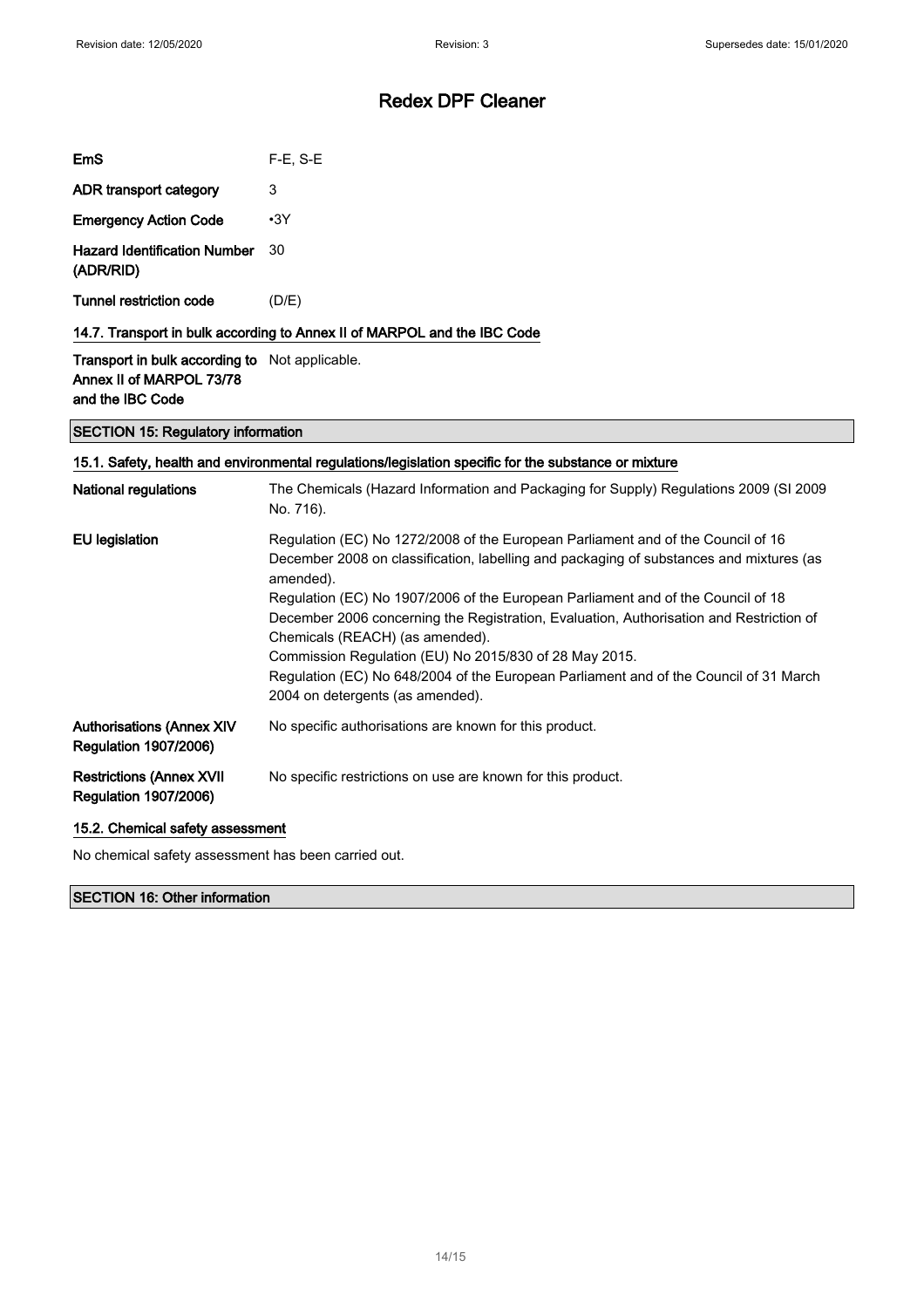# Redex DPF Cleaner

| | |
|---|---|
| **EmS** | F-E, S-E |
| **ADR transport category** | 3 |
| **Emergency Action Code** | •3Y |
| **Hazard Identification Number (ADR/RID)** | 30 |
| **Tunnel restriction code** | (D/E) |

### 14.7. Transport in bulk according to Annex II of MARPOL and the IBC Code

| | |
|---|---|
| **Transport in bulk according to Annex II of MARPOL 73/78 and the IBC Code** | Not applicable. |

## SECTION 15: Regulatory information

### 15.1. Safety, health and environmental regulations/legislation specific for the substance or mixture

| | |
|---|---|
| **National regulations** | The Chemicals (Hazard Information and Packaging for Supply) Regulations 2009 (SI 2009 No. 716). |
| **EU legislation** | Regulation (EC) No 1272/2008 of the European Parliament and of the Council of 16 December 2008 on classification, labelling and packaging of substances and mixtures (as amended).<br>Regulation (EC) No 1907/2006 of the European Parliament and of the Council of 18 December 2006 concerning the Registration, Evaluation, Authorisation and Restriction of Chemicals (REACH) (as amended).<br>Commission Regulation (EU) No 2015/830 of 28 May 2015.<br>Regulation (EC) No 648/2004 of the European Parliament and of the Council of 31 March 2004 on detergents (as amended). |
| **Authorisations (Annex XIV Regulation 1907/2006)** | No specific authorisations are known for this product. |
| **Restrictions (Annex XVII Regulation 1907/2006)** | No specific restrictions on use are known for this product. |

### 15.2. Chemical safety assessment

No chemical safety assessment has been carried out.

## SECTION 16: Other information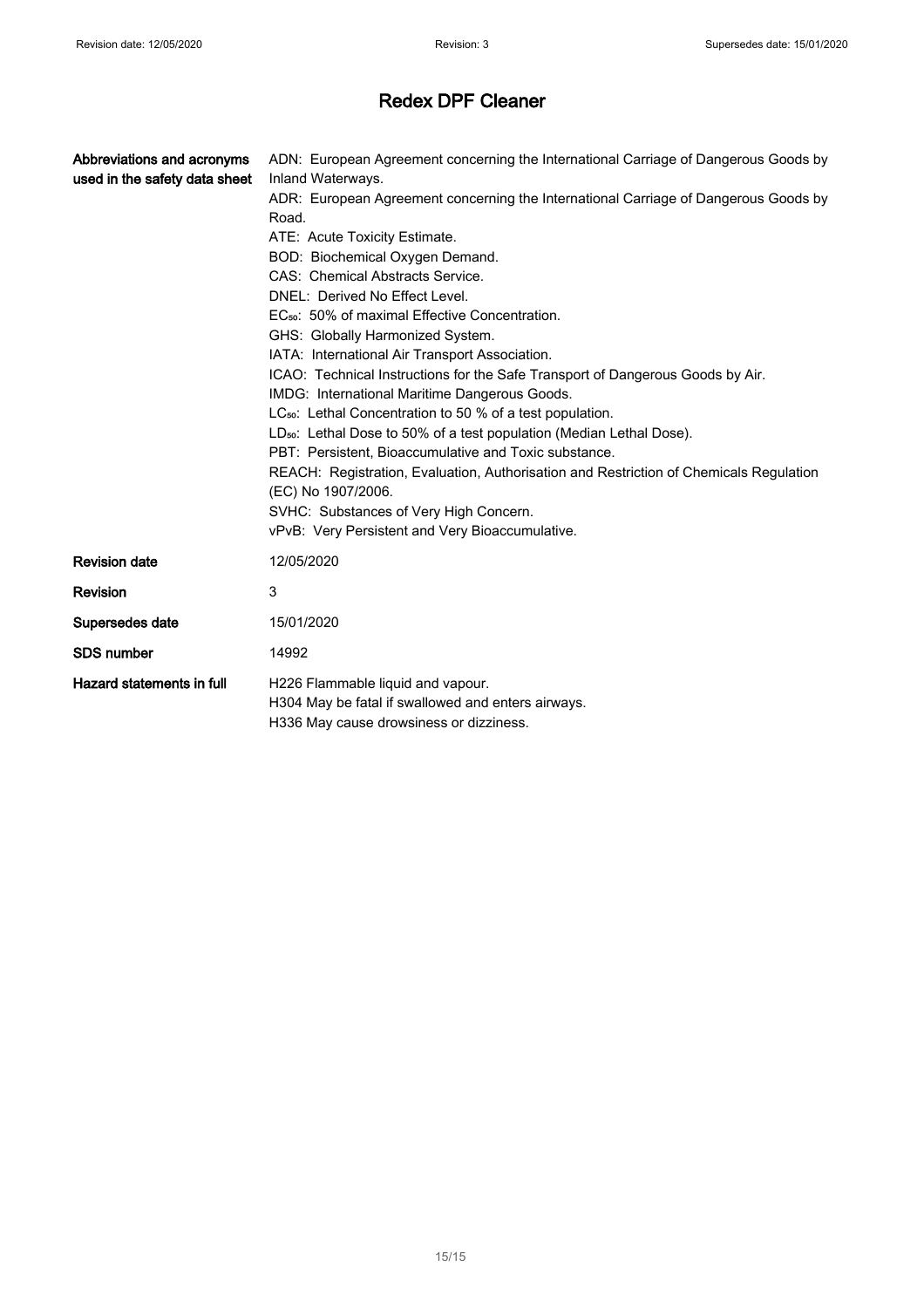# Redex DPF Cleaner

| | |
|---|---|
| **Abbreviations and acronyms used in the safety data sheet** | ADN: European Agreement concerning the International Carriage of Dangerous Goods by Inland Waterways.<br>ADR: European Agreement concerning the International Carriage of Dangerous Goods by Road.<br>ATE: Acute Toxicity Estimate.<br>BOD: Biochemical Oxygen Demand.<br>CAS: Chemical Abstracts Service.<br>DNEL: Derived No Effect Level.<br>$EC_{50}$: 50% of maximal Effective Concentration.<br>GHS: Globally Harmonized System.<br>IATA: International Air Transport Association.<br>ICAO: Technical Instructions for the Safe Transport of Dangerous Goods by Air.<br>IMDG: International Maritime Dangerous Goods.<br>$LC_{50}$: Lethal Concentration to 50 % of a test population.<br>$LD_{50}$: Lethal Dose to 50% of a test population (Median Lethal Dose).<br>PBT: Persistent, Bioaccumulative and Toxic substance.<br>REACH: Registration, Evaluation, Authorisation and Restriction of Chemicals Regulation (EC) No 1907/2006.<br>SVHC: Substances of Very High Concern.<br>vPvB: Very Persistent and Very Bioaccumulative. |
| **Revision date** | 12/05/2020 |
| **Revision** | 3 |
| **Supersedes date** | 15/01/2020 |
| **SDS number** | 14992 |
| **Hazard statements in full** | H226 Flammable liquid and vapour.<br>H304 May be fatal if swallowed and enters airways.<br>H336 May cause drowsiness or dizziness. |